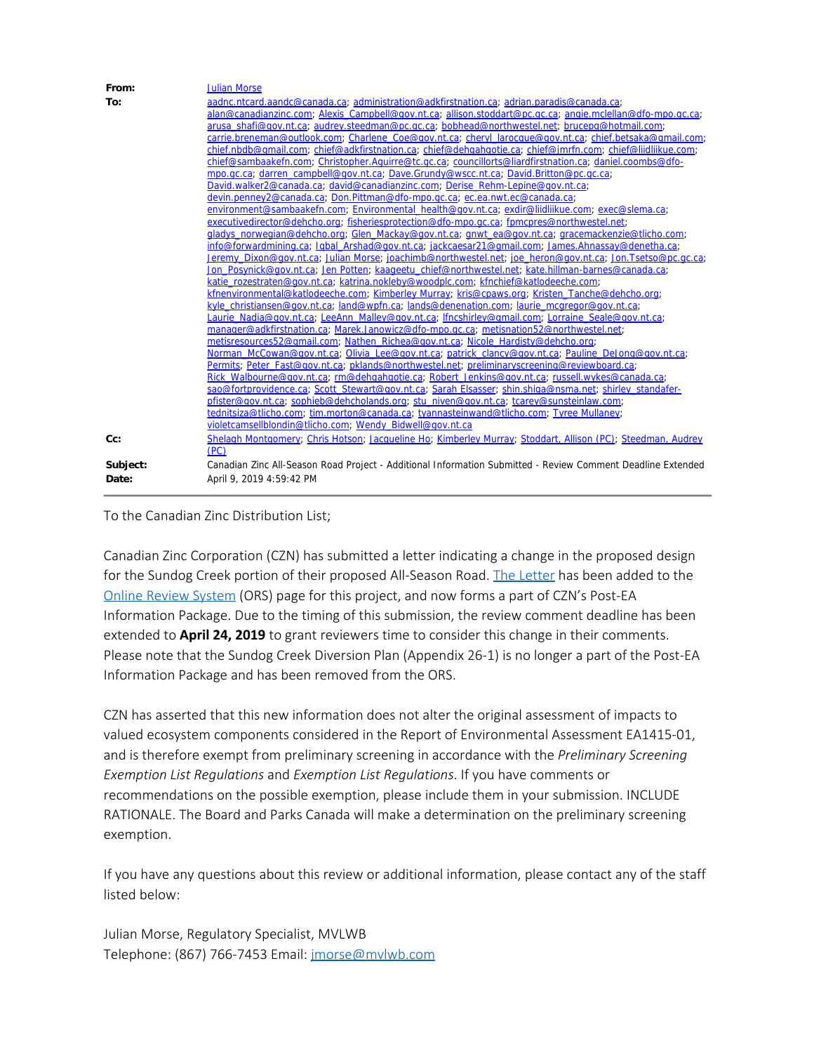| | |
|---|---|
| **From:** | Julian Morse |
| **To:** | aadnc.ntcard.aandc@canada.ca; administration@adkfirstnation.ca; adrian.paradis@canada.ca; alan@canadianzinc.com; Alexis_Campbell@gov.nt.ca; allison.stoddart@pc.gc.ca; angie.mclellan@dfo-mpo.gc.ca; arusa_shafi@gov.nt.ca; audrey.steedman@pc.gc.ca; bobhead@northwestel.net; brucepg@hotmail.com; carrie.breneman@outlook.com; Charlene_Coe@gov.nt.ca; cheryl_larocque@gov.nt.ca; chief.betsaka@gmail.com; chief.nbdb@gmail.com; chief@adkfirstnation.ca; chief@dehgahgotie.ca; chief@jmrfn.com; chief@liidliikue.com; chief@sambaakefn.com; Christopher.Aguirre@tc.gc.ca; councillorts@liardfirstnation.ca; daniel.coombs@dfo-mpo.gc.ca; darren_campbell@gov.nt.ca; Dave.Grundy@wscc.nt.ca; David.Britton@pc.gc.ca; David.walker2@canada.ca; david@canadianzinc.com; Derise_Rehm-Lepine@gov.nt.ca; devin.penney2@canada.ca; Don.Pittman@dfo-mpo.gc.ca; ec.ea.nwt.ec@canada.ca; environment@sambaakefn.com; Environmental_health@gov.nt.ca; exdir@liidliikue.com; exec@slema.ca; executivedirector@dehcho.org; fisheriesprotection@dfo-mpo.gc.ca; fpmcpres@northwestel.net; gladys_norwegian@dehcho.org; Glen_Mackay@gov.nt.ca; gnwt_ea@gov.nt.ca; gracemackenzie@tlicho.com; info@forwardmining.ca; Iqbal_Arshad@gov.nt.ca; jackcaesar21@gmail.com; James.Ahnassay@denetha.ca; Jeremy_Dixon@gov.nt.ca; Julian Morse; joachimb@northwestel.net; joe_heron@gov.nt.ca; Jon.Tsetso@pc.gc.ca; Jon_Posynick@gov.nt.ca; Jen Potten; kaageetu_chief@northwestel.net; kate.hillman-barnes@canada.ca; katie_rozestraten@gov.nt.ca; katrina.nokleby@woodplc.com; kfnchief@katlodeeche.com; kfnenvironmental@katlodeeche.com; Kimberley Murray; kris@cpaws.org; Kristen_Tanche@dehcho.org; kyle_christiansen@gov.nt.ca; land@wpfn.ca; lands@denenation.com; laurie_mcgregor@gov.nt.ca; Laurie_Nadia@gov.nt.ca; LeeAnn_Malley@gov.nt.ca; lfncshirley@gmail.com; Lorraine_Seale@gov.nt.ca; manager@adkfirstnation.ca; Marek.Janowicz@dfo-mpo.gc.ca; metisnation52@northwestel.net; metisresources52@gmail.com; Nathen_Richea@gov.nt.ca; Nicole_Hardisty@dehcho.org; Norman_McCowan@gov.nt.ca; Olivia_Lee@gov.nt.ca; patrick_clancy@gov.nt.ca; Pauline_DeJong@gov.nt.ca; Permits; Peter_Fast@gov.nt.ca; pklands@northwestel.net; preliminaryscreening@reviewboard.ca; Rick_Walbourne@gov.nt.ca; rm@dehgahgotie.ca; Robert_Jenkins@gov.nt.ca; russell.wykes@canada.ca; sao@fortprovidence.ca; Scott_Stewart@gov.nt.ca; Sarah Elsasser; shin.shiga@nsma.net; shirley_standafer-pfister@gov.nt.ca; sophieb@dehcholands.org; stu_niven@gov.nt.ca; tcarey@sunsteinlaw.com; tednitsiza@tlicho.com; tim.morton@canada.ca; tyannasteinwand@tlicho.com; Tyree Mullaney; violetcamsellblondin@tlicho.com; Wendy_Bidwell@gov.nt.ca |
| **Cc:** | Shelagh Montgomery; Chris Hotson; Jacqueline Ho; Kimberley Murray; Stoddart, Allison (PC); Steedman, Audrey (PC) |
| **Subject:** | Canadian Zinc All-Season Road Project - Additional Information Submitted - Review Comment Deadline Extended |
| **Date:** | April 9, 2019 4:59:42 PM |

To the Canadian Zinc Distribution List;

Canadian Zinc Corporation (CZN) has submitted a letter indicating a change in the proposed design for the Sundog Creek portion of their proposed All-Season Road. The Letter has been added to the Online Review System (ORS) page for this project, and now forms a part of CZN's Post-EA Information Package. Due to the timing of this submission, the review comment deadline has been extended to **April 24, 2019** to grant reviewers time to consider this change in their comments. Please note that the Sundog Creek Diversion Plan (Appendix 26-1) is no longer a part of the Post-EA Information Package and has been removed from the ORS.

CZN has asserted that this new information does not alter the original assessment of impacts to valued ecosystem components considered in the Report of Environmental Assessment EA1415-01, and is therefore exempt from preliminary screening in accordance with the *Preliminary Screening Exemption List Regulations* and *Exemption List Regulations*. If you have comments or recommendations on the possible exemption, please include them in your submission. INCLUDE RATIONALE. The Board and Parks Canada will make a determination on the preliminary screening exemption.

If you have any questions about this review or additional information, please contact any of the staff listed below:

Julian Morse, Regulatory Specialist, MVLWB
Telephone: (867) 766-7453 Email: jmorse@mvlwb.com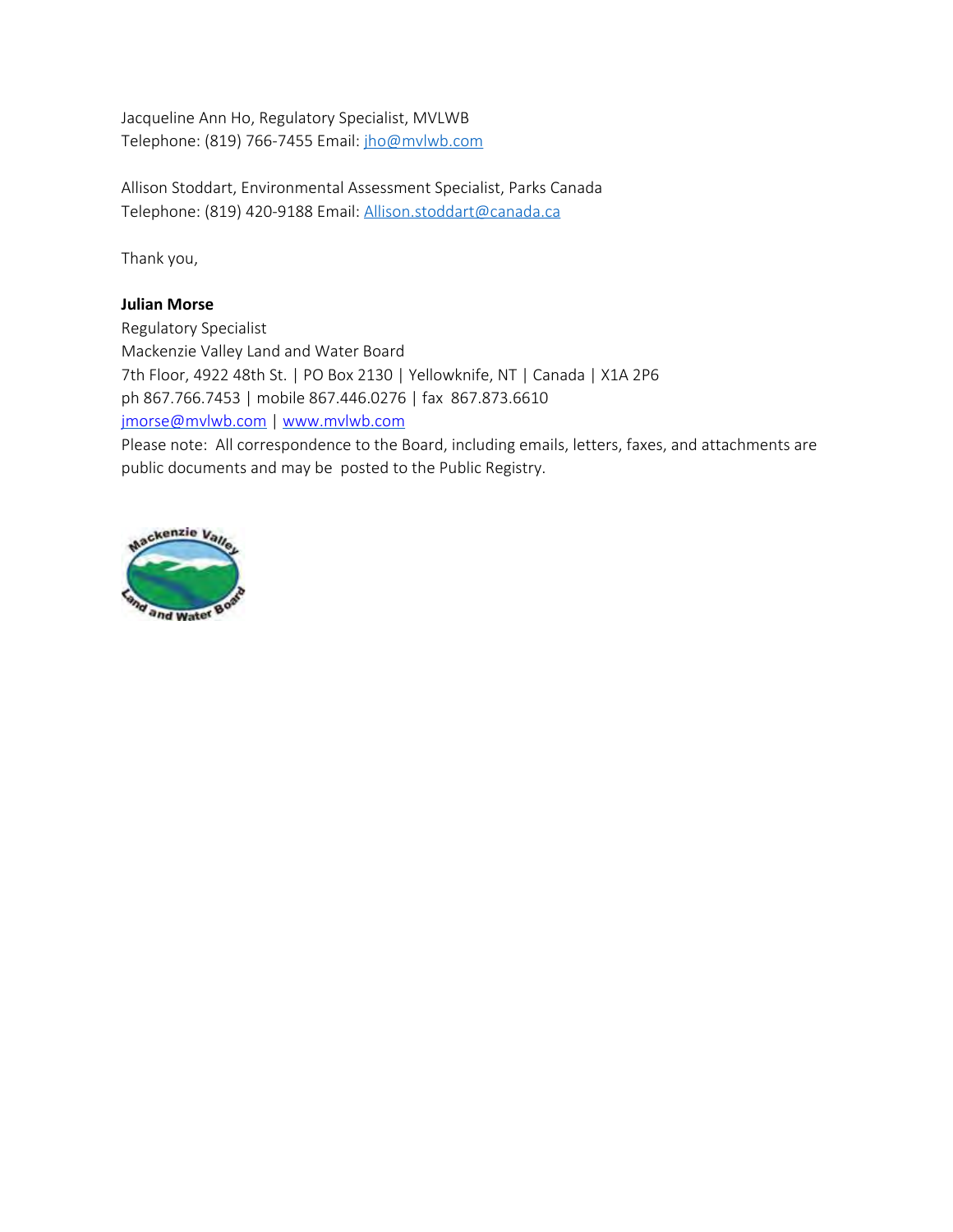Jacqueline Ann Ho, Regulatory Specialist, MVLWB
Telephone: (819) 766-7455 Email: jho@mvlwb.com

Allison Stoddart, Environmental Assessment Specialist, Parks Canada
Telephone: (819) 420-9188 Email: Allison.stoddart@canada.ca

Thank you,

**Julian Morse**
Regulatory Specialist
Mackenzie Valley Land and Water Board
7th Floor, 4922 48th St. | PO Box 2130 | Yellowknife, NT | Canada | X1A 2P6
ph 867.766.7453 | mobile 867.446.0276 | fax 867.873.6610
jmorse@mvlwb.com | www.mvlwb.com
Please note: All correspondence to the Board, including emails, letters, faxes, and attachments are public documents and may be posted to the Public Registry.